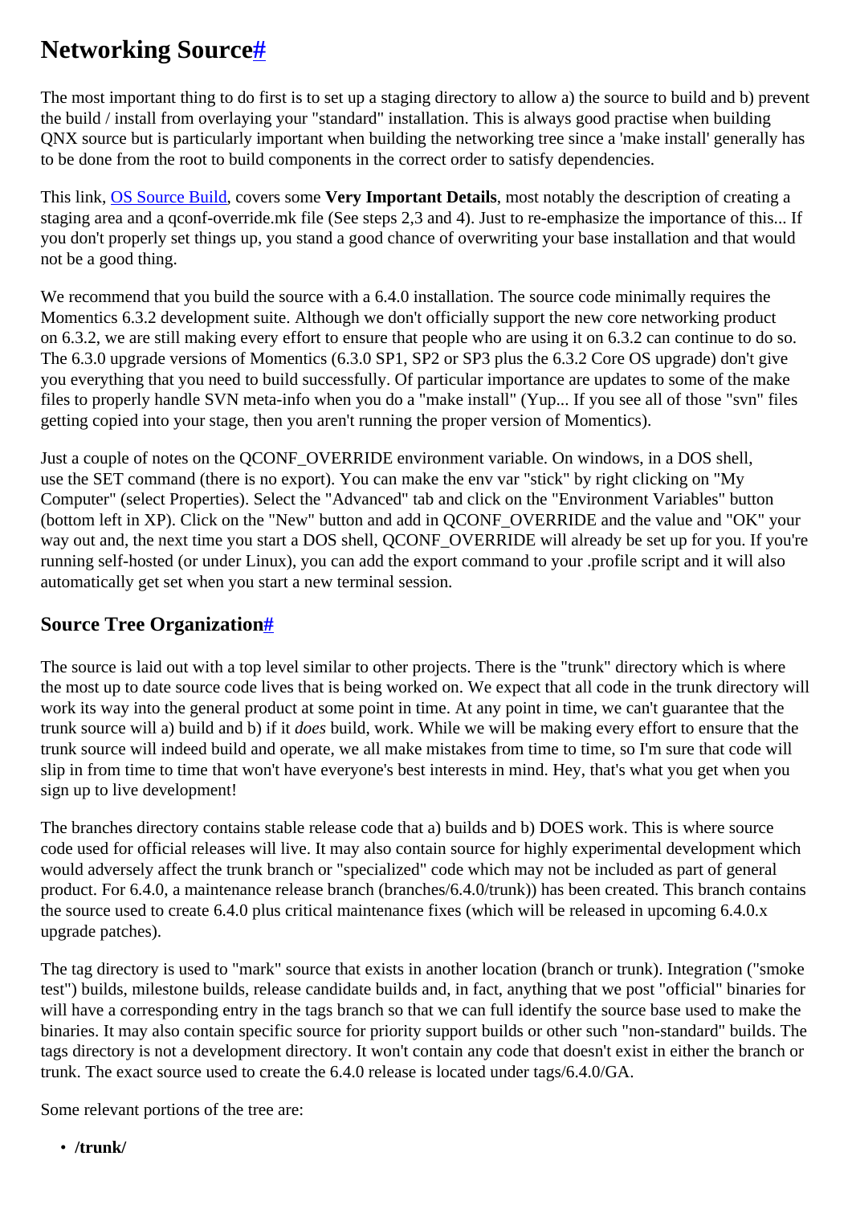# Networking Source[#](#)

The most important thing to do first is to set up a staging directory to allow a) the source to build and b) prevent the build / install from overlaying your "standard" installation. This is always good practise when building QNX source but is particularly important when building the networking tree since a 'make install' generally has to be done from the root to build components in the correct order to satisfy dependencies.

This link, [OS Source Build](#), covers some **Very Important Details**, most notably the description of creating a staging area and a qconf-override.mk file (See steps 2,3 and 4). Just to re-emphasize the importance of this... If you don't properly set things up, you stand a good chance of overwriting your base installation and that would not be a good thing.

We recommend that you build the source with a 6.4.0 installation. The source code minimally requires the Momentics 6.3.2 development suite. Although we don't officially support the new core networking product on 6.3.2, we are still making every effort to ensure that people who are using it on 6.3.2 can continue to do so. The 6.3.0 upgrade versions of Momentics (6.3.0 SP1, SP2 or SP3 plus the 6.3.2 Core OS upgrade) don't give you everything that you need to build successfully. Of particular importance are updates to some of the make files to properly handle SVN meta-info when you do a "make install" (Yup... If you see all of those "svn" files getting copied into your stage, then you aren't running the proper version of Momentics).

Just a couple of notes on the QCONF_OVERRIDE environment variable. On windows, in a DOS shell, use the SET command (there is no export). You can make the env var "stick" by right clicking on "My Computer" (select Properties). Select the "Advanced" tab and click on the "Environment Variables" button (bottom left in XP). Click on the "New" button and add in QCONF_OVERRIDE and the value and "OK" your way out and, the next time you start a DOS shell, QCONF_OVERRIDE will already be set up for you. If you're running self-hosted (or under Linux), you can add the export command to your .profile script and it will also automatically get set when you start a new terminal session.

## Source Tree Organization[#](#)

The source is laid out with a top level similar to other projects. There is the "trunk" directory which is where the most up to date source code lives that is being worked on. We expect that all code in the trunk directory will work its way into the general product at some point in time. At any point in time, we can't guarantee that the trunk source will a) build and b) if it *does* build, work. While we will be making every effort to ensure that the trunk source will indeed build and operate, we all make mistakes from time to time, so I'm sure that code will slip in from time to time that won't have everyone's best interests in mind. Hey, that's what you get when you sign up to live development!

The branches directory contains stable release code that a) builds and b) DOES work. This is where source code used for official releases will live. It may also contain source for highly experimental development which would adversely affect the trunk branch or "specialized" code which may not be included as part of general product. For 6.4.0, a maintenance release branch (branches/6.4.0/trunk)) has been created. This branch contains the source used to create 6.4.0 plus critical maintenance fixes (which will be released in upcoming 6.4.0.x upgrade patches).

The tag directory is used to "mark" source that exists in another location (branch or trunk). Integration ("smoke test") builds, milestone builds, release candidate builds and, in fact, anything that we post "official" binaries for will have a corresponding entry in the tags branch so that we can full identify the source base used to make the binaries. It may also contain specific source for priority support builds or other such "non-standard" builds. The tags directory is not a development directory. It won't contain any code that doesn't exist in either the branch or trunk. The exact source used to create the 6.4.0 release is located under tags/6.4.0/GA.

Some relevant portions of the tree are:

- **/trunk/**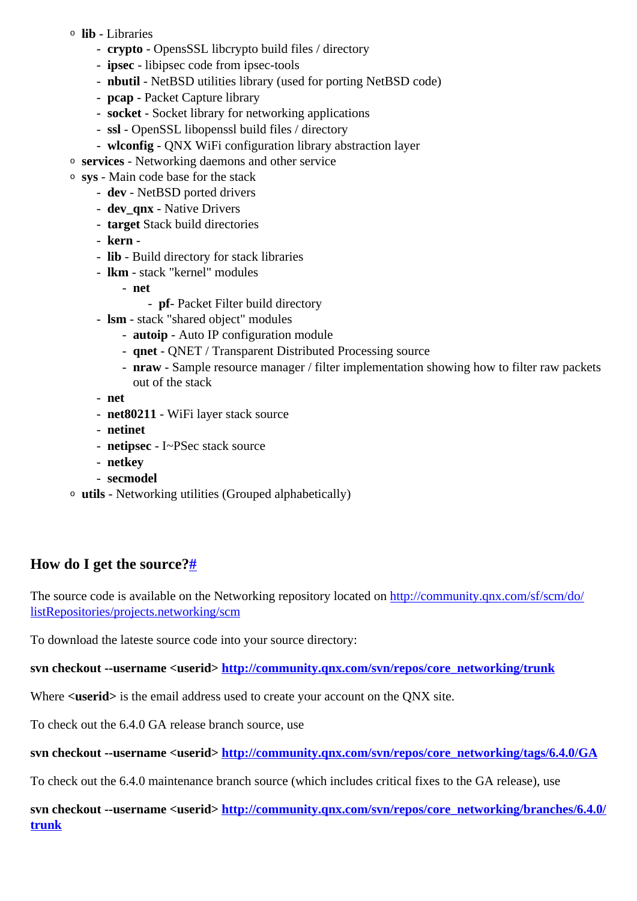- **lib** - Libraries
  - **crypto** - OpensSSL libcrypto build files / directory
  - **ipsec** - libipsec code from ipsec-tools
  - **nbutil** - NetBSD utilities library (used for porting NetBSD code)
  - **pcap** - Packet Capture library
  - **socket** - Socket library for networking applications
  - **ssl** - OpenSSL libopenssl build files / directory
  - **wlconfig** - QNX WiFi configuration library abstraction layer
- **services** - Networking daemons and other service
- **sys** - Main code base for the stack
  - **dev** - NetBSD ported drivers
  - **dev_qnx** - Native Drivers
  - **target** Stack build directories
  - **kern** -
  - **lib** - Build directory for stack libraries
  - **lkm** - stack "kernel" modules
    - **net**
      - **pf**- Packet Filter build directory
  - **lsm** - stack "shared object" modules
    - **autoip** - Auto IP configuration module
    - **qnet** - QNET / Transparent Distributed Processing source
    - **nraw** - Sample resource manager / filter implementation showing how to filter raw packets out of the stack
  - **net**
  - **net80211** - WiFi layer stack source
  - **netinet**
  - **netipsec** - I~PSec stack source
  - **netkey**
  - **secmodel**
- **utils** - Networking utilities (Grouped alphabetically)

## How do I get the source?#

The source code is available on the Networking repository located on http://community.qnx.com/sf/scm/do/listRepositories/projects.networking/scm

To download the lateste source code into your source directory:

**svn checkout --username <userid> http://community.qnx.com/svn/repos/core_networking/trunk**

Where **<userid>** is the email address used to create your account on the QNX site.

To check out the 6.4.0 GA release branch source, use

**svn checkout --username <userid> http://community.qnx.com/svn/repos/core_networking/tags/6.4.0/GA**

To check out the 6.4.0 maintenance branch source (which includes critical fixes to the GA release), use

**svn checkout --username <userid> http://community.qnx.com/svn/repos/core_networking/branches/6.4.0/trunk**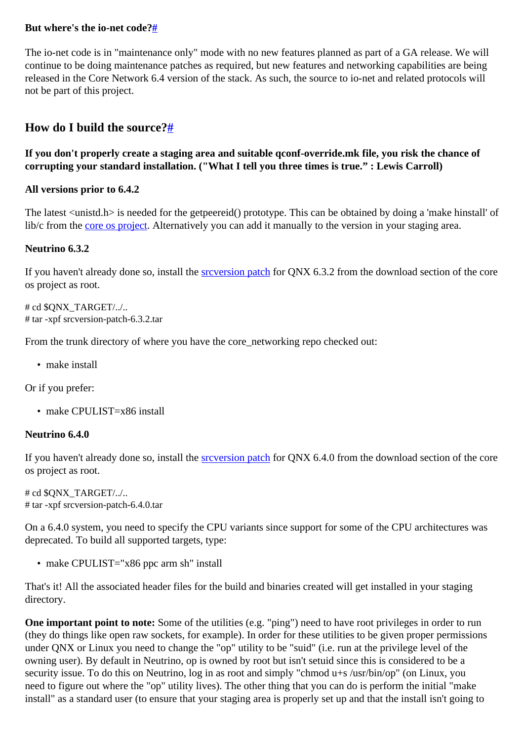### But where's the io-net code?[#](#)

The io-net code is in "maintenance only" mode with no new features planned as part of a GA release. We will continue to be doing maintenance patches as required, but new features and networking capabilities are being released in the Core Network 6.4 version of the stack. As such, the source to io-net and related protocols will not be part of this project.

## How do I build the source?[#](#)

**If you don't properly create a staging area and suitable qconf-override.mk file, you risk the chance of corrupting your standard installation. ("What I tell you three times is true." : Lewis Carroll)**

**All versions prior to 6.4.2**

The latest <unistd.h> is needed for the getpeereid() prototype. This can be obtained by doing a 'make hinstall' of lib/c from the [core os project](#). Alternatively you can add it manually to the version in your staging area.

**Neutrino 6.3.2**

If you haven't already done so, install the [srcversion patch](#) for QNX 6.3.2 from the download section of the core os project as root.

```
# cd $QNX_TARGET/../..
# tar -xpf srcversion-patch-6.3.2.tar
```

From the trunk directory of where you have the core_networking repo checked out:

- make install

Or if you prefer:

- make CPULIST=x86 install

**Neutrino 6.4.0**

If you haven't already done so, install the [srcversion patch](#) for QNX 6.4.0 from the download section of the core os project as root.

```
# cd $QNX_TARGET/../..
# tar -xpf srcversion-patch-6.4.0.tar
```

On a 6.4.0 system, you need to specify the CPU variants since support for some of the CPU architectures was deprecated. To build all supported targets, type:

- make CPULIST="x86 ppc arm sh" install

That's it! All the associated header files for the build and binaries created will get installed in your staging directory.

**One important point to note:** Some of the utilities (e.g. "ping") need to have root privileges in order to run (they do things like open raw sockets, for example). In order for these utilities to be given proper permissions under QNX or Linux you need to change the "op" utility to be "suid" (i.e. run at the privilege level of the owning user). By default in Neutrino, op is owned by root but isn't setuid since this is considered to be a security issue. To do this on Neutrino, log in as root and simply "chmod u+s /usr/bin/op" (on Linux, you need to figure out where the "op" utility lives). The other thing that you can do is perform the initial "make install" as a standard user (to ensure that your staging area is properly set up and that the install isn't going to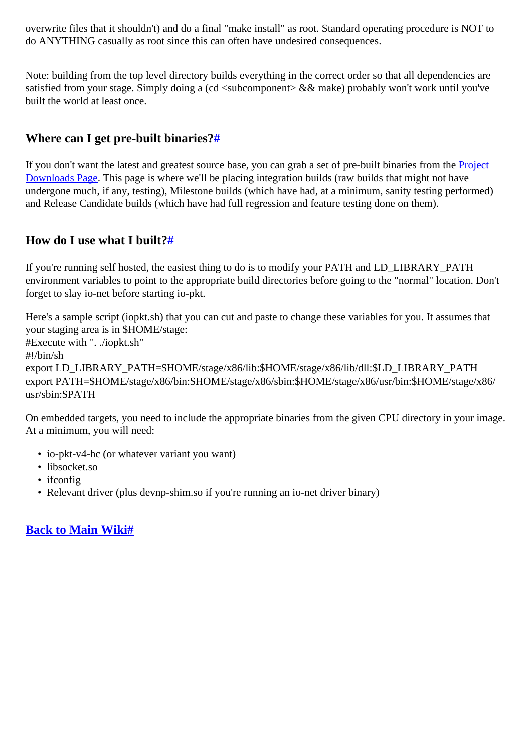overwrite files that it shouldn't) and do a final "make install" as root. Standard operating procedure is NOT to do ANYTHING casually as root since this can often have undesired consequences.

Note: building from the top level directory builds everything in the correct order so that all dependencies are satisfied from your stage. Simply doing a (cd <subcomponent> && make) probably won't work until you've built the world at least once.

### Where can I get pre-built binaries?#

If you don't want the latest and greatest source base, you can grab a set of pre-built binaries from the Project Downloads Page. This page is where we'll be placing integration builds (raw builds that might not have undergone much, if any, testing), Milestone builds (which have had, at a minimum, sanity testing performed) and Release Candidate builds (which have had full regression and feature testing done on them).

### How do I use what I built?#

If you're running self hosted, the easiest thing to do is to modify your PATH and LD_LIBRARY_PATH environment variables to point to the appropriate build directories before going to the "normal" location. Don't forget to slay io-net before starting io-pkt.

Here's a sample script (iopkt.sh) that you can cut and paste to change these variables for you. It assumes that your staging area is in $HOME/stage:

```
#Execute with ". ./iopkt.sh"
#!/bin/sh
export LD_LIBRARY_PATH=$HOME/stage/x86/lib:$HOME/stage/x86/lib/dll:$LD_LIBRARY_PATH
export PATH=$HOME/stage/x86/bin:$HOME/stage/x86/sbin:$HOME/stage/x86/usr/bin:$HOME/stage/x86/usr/sbin:$PATH
```

On embedded targets, you need to include the appropriate binaries from the given CPU directory in your image. At a minimum, you will need:

- io-pkt-v4-hc (or whatever variant you want)
- libsocket.so
- ifconfig
- Relevant driver (plus devnp-shim.so if you're running an io-net driver binary)

### Back to Main Wiki#